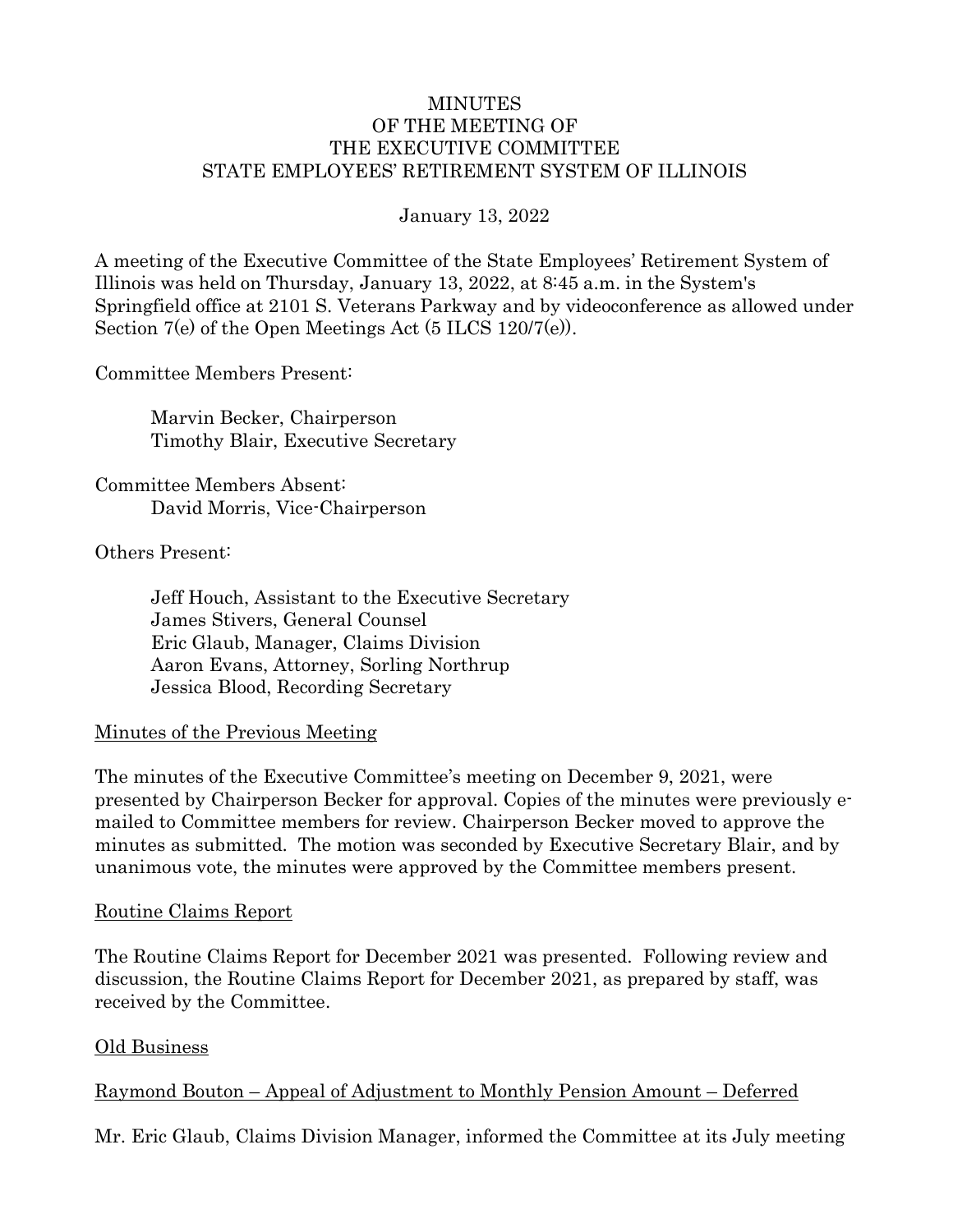# MINUTES
# OF THE MEETING OF
# THE EXECUTIVE COMMITTEE
# STATE EMPLOYEES' RETIREMENT SYSTEM OF ILLINOIS

January 13, 2022

A meeting of the Executive Committee of the State Employees' Retirement System of Illinois was held on Thursday, January 13, 2022, at 8:45 a.m. in the System's Springfield office at 2101 S. Veterans Parkway and by videoconference as allowed under Section 7(e) of the Open Meetings Act (5 ILCS 120/7(e)).

Committee Members Present:

Marvin Becker, Chairperson
Timothy Blair, Executive Secretary

Committee Members Absent:
David Morris, Vice-Chairperson

Others Present:

Jeff Houch, Assistant to the Executive Secretary
James Stivers, General Counsel
Eric Glaub, Manager, Claims Division
Aaron Evans, Attorney, Sorling Northrup
Jessica Blood, Recording Secretary

## Minutes of the Previous Meeting

The minutes of the Executive Committee's meeting on December 9, 2021, were presented by Chairperson Becker for approval. Copies of the minutes were previously e-mailed to Committee members for review. Chairperson Becker moved to approve the minutes as submitted. The motion was seconded by Executive Secretary Blair, and by unanimous vote, the minutes were approved by the Committee members present.

## Routine Claims Report

The Routine Claims Report for December 2021 was presented. Following review and discussion, the Routine Claims Report for December 2021, as prepared by staff, was received by the Committee.

## Old Business

### Raymond Bouton – Appeal of Adjustment to Monthly Pension Amount – Deferred

Mr. Eric Glaub, Claims Division Manager, informed the Committee at its July meeting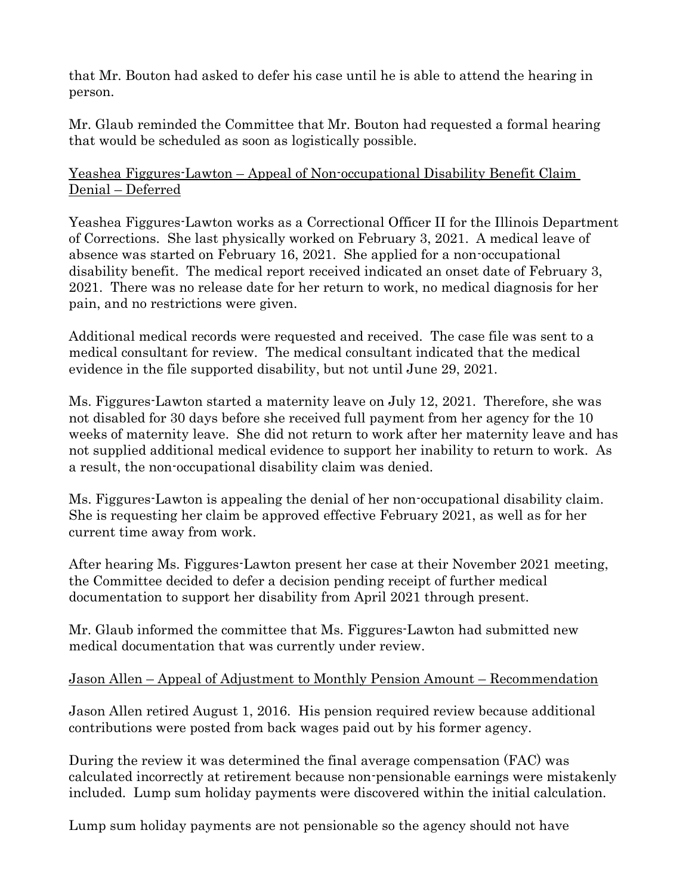that Mr. Bouton had asked to defer his case until he is able to attend the hearing in person.

Mr. Glaub reminded the Committee that Mr. Bouton had requested a formal hearing that would be scheduled as soon as logistically possible.

<u>Yeashea Figgures-Lawton – Appeal of Non-occupational Disability Benefit Claim Denial – Deferred</u>

Yeashea Figgures-Lawton works as a Correctional Officer II for the Illinois Department of Corrections. She last physically worked on February 3, 2021. A medical leave of absence was started on February 16, 2021. She applied for a non-occupational disability benefit. The medical report received indicated an onset date of February 3, 2021. There was no release date for her return to work, no medical diagnosis for her pain, and no restrictions were given.

Additional medical records were requested and received. The case file was sent to a medical consultant for review. The medical consultant indicated that the medical evidence in the file supported disability, but not until June 29, 2021.

Ms. Figgures-Lawton started a maternity leave on July 12, 2021. Therefore, she was not disabled for 30 days before she received full payment from her agency for the 10 weeks of maternity leave. She did not return to work after her maternity leave and has not supplied additional medical evidence to support her inability to return to work. As a result, the non-occupational disability claim was denied.

Ms. Figgures-Lawton is appealing the denial of her non-occupational disability claim. She is requesting her claim be approved effective February 2021, as well as for her current time away from work.

After hearing Ms. Figgures-Lawton present her case at their November 2021 meeting, the Committee decided to defer a decision pending receipt of further medical documentation to support her disability from April 2021 through present.

Mr. Glaub informed the committee that Ms. Figgures-Lawton had submitted new medical documentation that was currently under review.

<u>Jason Allen – Appeal of Adjustment to Monthly Pension Amount – Recommendation</u>

Jason Allen retired August 1, 2016. His pension required review because additional contributions were posted from back wages paid out by his former agency.

During the review it was determined the final average compensation (FAC) was calculated incorrectly at retirement because non-pensionable earnings were mistakenly included. Lump sum holiday payments were discovered within the initial calculation.

Lump sum holiday payments are not pensionable so the agency should not have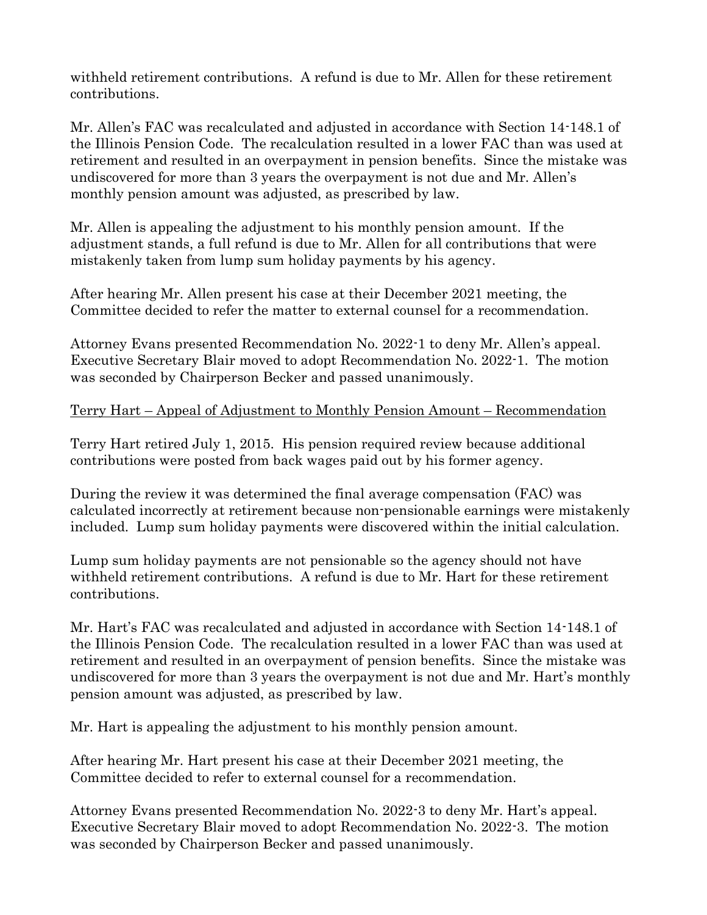withheld retirement contributions. A refund is due to Mr. Allen for these retirement contributions.

Mr. Allen's FAC was recalculated and adjusted in accordance with Section 14-148.1 of the Illinois Pension Code. The recalculation resulted in a lower FAC than was used at retirement and resulted in an overpayment in pension benefits. Since the mistake was undiscovered for more than 3 years the overpayment is not due and Mr. Allen's monthly pension amount was adjusted, as prescribed by law.

Mr. Allen is appealing the adjustment to his monthly pension amount. If the adjustment stands, a full refund is due to Mr. Allen for all contributions that were mistakenly taken from lump sum holiday payments by his agency.

After hearing Mr. Allen present his case at their December 2021 meeting, the Committee decided to refer the matter to external counsel for a recommendation.

Attorney Evans presented Recommendation No. 2022-1 to deny Mr. Allen's appeal. Executive Secretary Blair moved to adopt Recommendation No. 2022-1. The motion was seconded by Chairperson Becker and passed unanimously.

<u>Terry Hart – Appeal of Adjustment to Monthly Pension Amount – Recommendation</u>

Terry Hart retired July 1, 2015. His pension required review because additional contributions were posted from back wages paid out by his former agency.

During the review it was determined the final average compensation (FAC) was calculated incorrectly at retirement because non-pensionable earnings were mistakenly included. Lump sum holiday payments were discovered within the initial calculation.

Lump sum holiday payments are not pensionable so the agency should not have withheld retirement contributions. A refund is due to Mr. Hart for these retirement contributions.

Mr. Hart's FAC was recalculated and adjusted in accordance with Section 14-148.1 of the Illinois Pension Code. The recalculation resulted in a lower FAC than was used at retirement and resulted in an overpayment of pension benefits. Since the mistake was undiscovered for more than 3 years the overpayment is not due and Mr. Hart's monthly pension amount was adjusted, as prescribed by law.

Mr. Hart is appealing the adjustment to his monthly pension amount.

After hearing Mr. Hart present his case at their December 2021 meeting, the Committee decided to refer to external counsel for a recommendation.

Attorney Evans presented Recommendation No. 2022-3 to deny Mr. Hart's appeal. Executive Secretary Blair moved to adopt Recommendation No. 2022-3. The motion was seconded by Chairperson Becker and passed unanimously.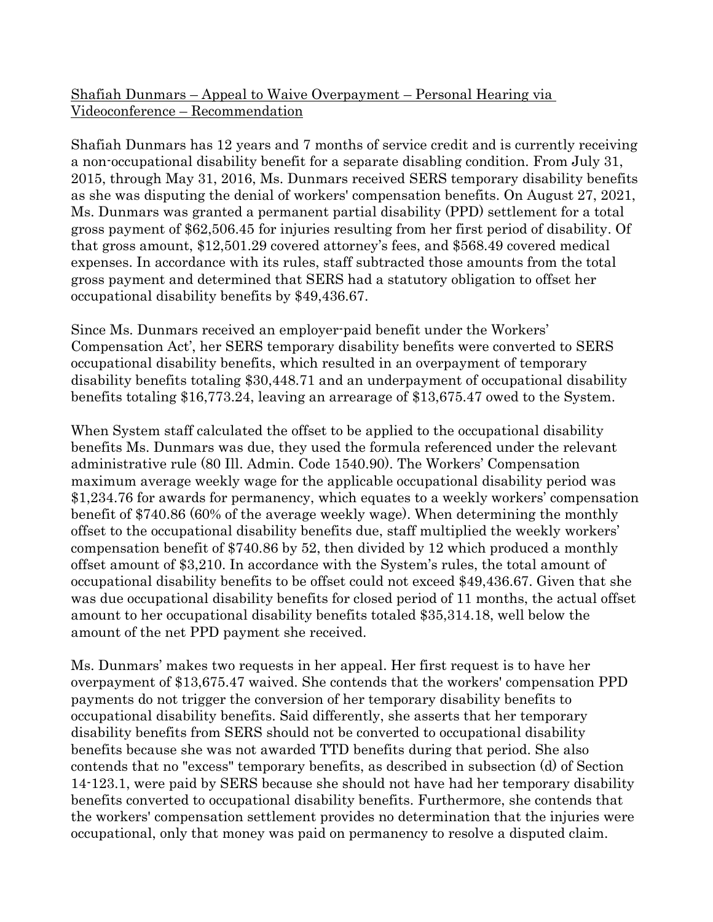Shafiah Dunmars – Appeal to Waive Overpayment – Personal Hearing via Videoconference – Recommendation

Shafiah Dunmars has 12 years and 7 months of service credit and is currently receiving a non-occupational disability benefit for a separate disabling condition. From July 31, 2015, through May 31, 2016, Ms. Dunmars received SERS temporary disability benefits as she was disputing the denial of workers' compensation benefits. On August 27, 2021, Ms. Dunmars was granted a permanent partial disability (PPD) settlement for a total gross payment of $62,506.45 for injuries resulting from her first period of disability. Of that gross amount, $12,501.29 covered attorney's fees, and $568.49 covered medical expenses. In accordance with its rules, staff subtracted those amounts from the total gross payment and determined that SERS had a statutory obligation to offset her occupational disability benefits by $49,436.67.

Since Ms. Dunmars received an employer-paid benefit under the Workers' Compensation Act', her SERS temporary disability benefits were converted to SERS occupational disability benefits, which resulted in an overpayment of temporary disability benefits totaling $30,448.71 and an underpayment of occupational disability benefits totaling $16,773.24, leaving an arrearage of $13,675.47 owed to the System.

When System staff calculated the offset to be applied to the occupational disability benefits Ms. Dunmars was due, they used the formula referenced under the relevant administrative rule (80 Ill. Admin. Code 1540.90). The Workers' Compensation maximum average weekly wage for the applicable occupational disability period was $1,234.76 for awards for permanency, which equates to a weekly workers' compensation benefit of $740.86 (60% of the average weekly wage). When determining the monthly offset to the occupational disability benefits due, staff multiplied the weekly workers' compensation benefit of $740.86 by 52, then divided by 12 which produced a monthly offset amount of $3,210. In accordance with the System's rules, the total amount of occupational disability benefits to be offset could not exceed $49,436.67. Given that she was due occupational disability benefits for closed period of 11 months, the actual offset amount to her occupational disability benefits totaled $35,314.18, well below the amount of the net PPD payment she received.

Ms. Dunmars' makes two requests in her appeal. Her first request is to have her overpayment of $13,675.47 waived. She contends that the workers' compensation PPD payments do not trigger the conversion of her temporary disability benefits to occupational disability benefits. Said differently, she asserts that her temporary disability benefits from SERS should not be converted to occupational disability benefits because she was not awarded TTD benefits during that period. She also contends that no "excess" temporary benefits, as described in subsection (d) of Section 14-123.1, were paid by SERS because she should not have had her temporary disability benefits converted to occupational disability benefits. Furthermore, she contends that the workers' compensation settlement provides no determination that the injuries were occupational, only that money was paid on permanency to resolve a disputed claim.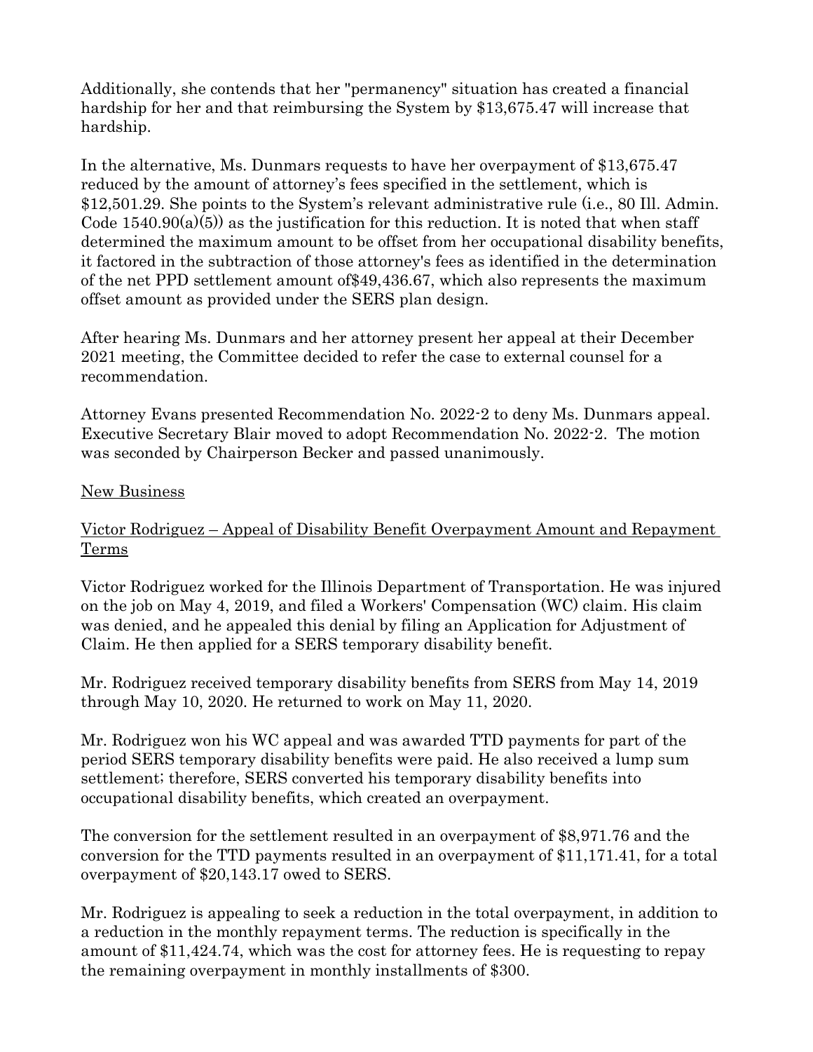Additionally, she contends that her "permanency" situation has created a financial hardship for her and that reimbursing the System by $13,675.47 will increase that hardship.

In the alternative, Ms. Dunmars requests to have her overpayment of $13,675.47 reduced by the amount of attorney's fees specified in the settlement, which is $12,501.29. She points to the System's relevant administrative rule (i.e., 80 Ill. Admin. Code 1540.90(a)(5)) as the justification for this reduction. It is noted that when staff determined the maximum amount to be offset from her occupational disability benefits, it factored in the subtraction of those attorney's fees as identified in the determination of the net PPD settlement amount of$49,436.67, which also represents the maximum offset amount as provided under the SERS plan design.

After hearing Ms. Dunmars and her attorney present her appeal at their December 2021 meeting, the Committee decided to refer the case to external counsel for a recommendation.

Attorney Evans presented Recommendation No. 2022-2 to deny Ms. Dunmars appeal. Executive Secretary Blair moved to adopt Recommendation No. 2022-2. The motion was seconded by Chairperson Becker and passed unanimously.

<u>New Business</u>

<u>Victor Rodriguez – Appeal of Disability Benefit Overpayment Amount and Repayment Terms</u>

Victor Rodriguez worked for the Illinois Department of Transportation. He was injured on the job on May 4, 2019, and filed a Workers' Compensation (WC) claim. His claim was denied, and he appealed this denial by filing an Application for Adjustment of Claim. He then applied for a SERS temporary disability benefit.

Mr. Rodriguez received temporary disability benefits from SERS from May 14, 2019 through May 10, 2020. He returned to work on May 11, 2020.

Mr. Rodriguez won his WC appeal and was awarded TTD payments for part of the period SERS temporary disability benefits were paid. He also received a lump sum settlement; therefore, SERS converted his temporary disability benefits into occupational disability benefits, which created an overpayment.

The conversion for the settlement resulted in an overpayment of $8,971.76 and the conversion for the TTD payments resulted in an overpayment of $11,171.41, for a total overpayment of $20,143.17 owed to SERS.

Mr. Rodriguez is appealing to seek a reduction in the total overpayment, in addition to a reduction in the monthly repayment terms. The reduction is specifically in the amount of $11,424.74, which was the cost for attorney fees. He is requesting to repay the remaining overpayment in monthly installments of $300.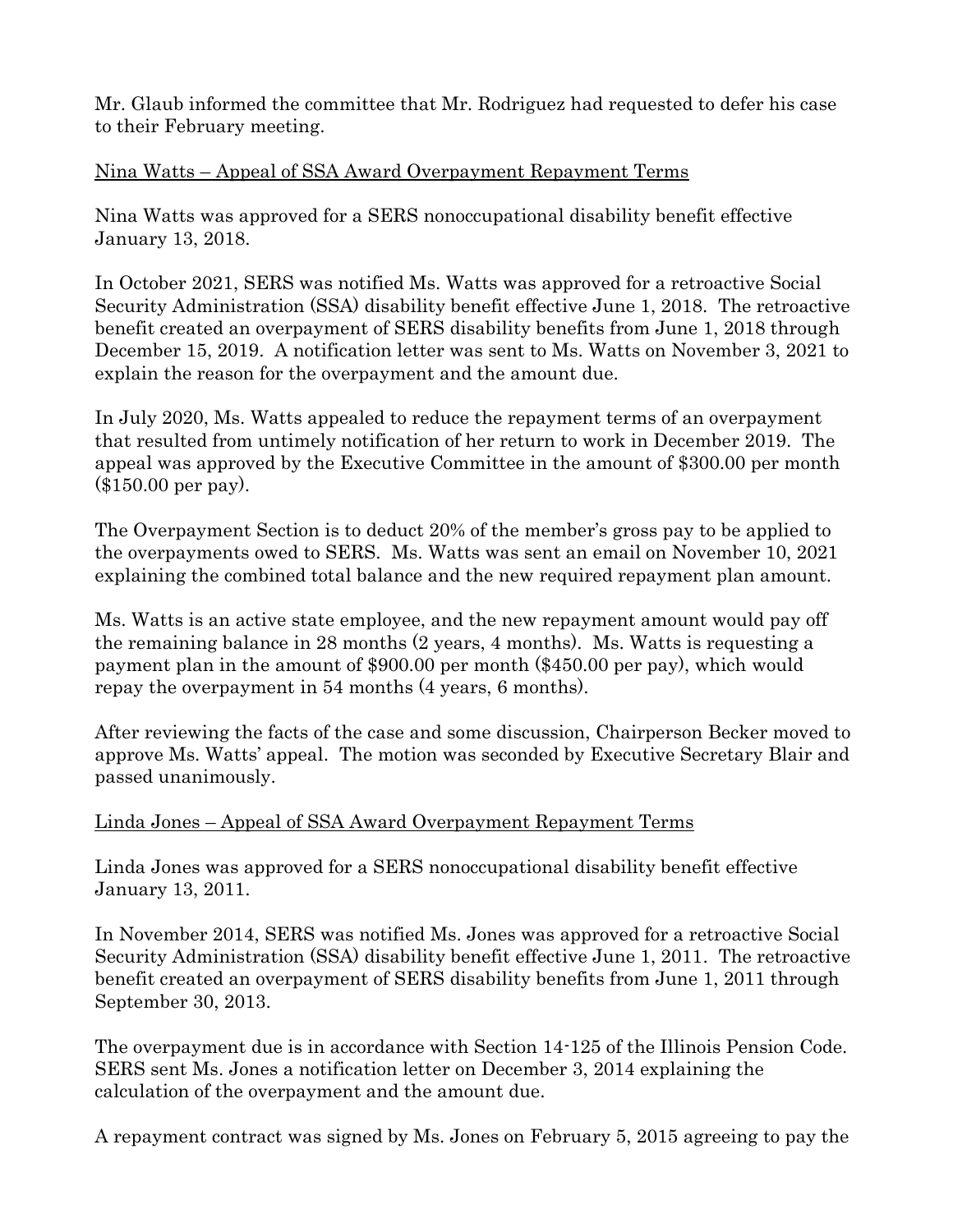Mr. Glaub informed the committee that Mr. Rodriguez had requested to defer his case to their February meeting.

Nina Watts – Appeal of SSA Award Overpayment Repayment Terms

Nina Watts was approved for a SERS nonoccupational disability benefit effective January 13, 2018.

In October 2021, SERS was notified Ms. Watts was approved for a retroactive Social Security Administration (SSA) disability benefit effective June 1, 2018. The retroactive benefit created an overpayment of SERS disability benefits from June 1, 2018 through December 15, 2019. A notification letter was sent to Ms. Watts on November 3, 2021 to explain the reason for the overpayment and the amount due.

In July 2020, Ms. Watts appealed to reduce the repayment terms of an overpayment that resulted from untimely notification of her return to work in December 2019. The appeal was approved by the Executive Committee in the amount of $300.00 per month ($150.00 per pay).

The Overpayment Section is to deduct 20% of the member's gross pay to be applied to the overpayments owed to SERS. Ms. Watts was sent an email on November 10, 2021 explaining the combined total balance and the new required repayment plan amount.

Ms. Watts is an active state employee, and the new repayment amount would pay off the remaining balance in 28 months (2 years, 4 months). Ms. Watts is requesting a payment plan in the amount of $900.00 per month ($450.00 per pay), which would repay the overpayment in 54 months (4 years, 6 months).

After reviewing the facts of the case and some discussion, Chairperson Becker moved to approve Ms. Watts' appeal. The motion was seconded by Executive Secretary Blair and passed unanimously.

Linda Jones – Appeal of SSA Award Overpayment Repayment Terms

Linda Jones was approved for a SERS nonoccupational disability benefit effective January 13, 2011.

In November 2014, SERS was notified Ms. Jones was approved for a retroactive Social Security Administration (SSA) disability benefit effective June 1, 2011. The retroactive benefit created an overpayment of SERS disability benefits from June 1, 2011 through September 30, 2013.

The overpayment due is in accordance with Section 14-125 of the Illinois Pension Code. SERS sent Ms. Jones a notification letter on December 3, 2014 explaining the calculation of the overpayment and the amount due.

A repayment contract was signed by Ms. Jones on February 5, 2015 agreeing to pay the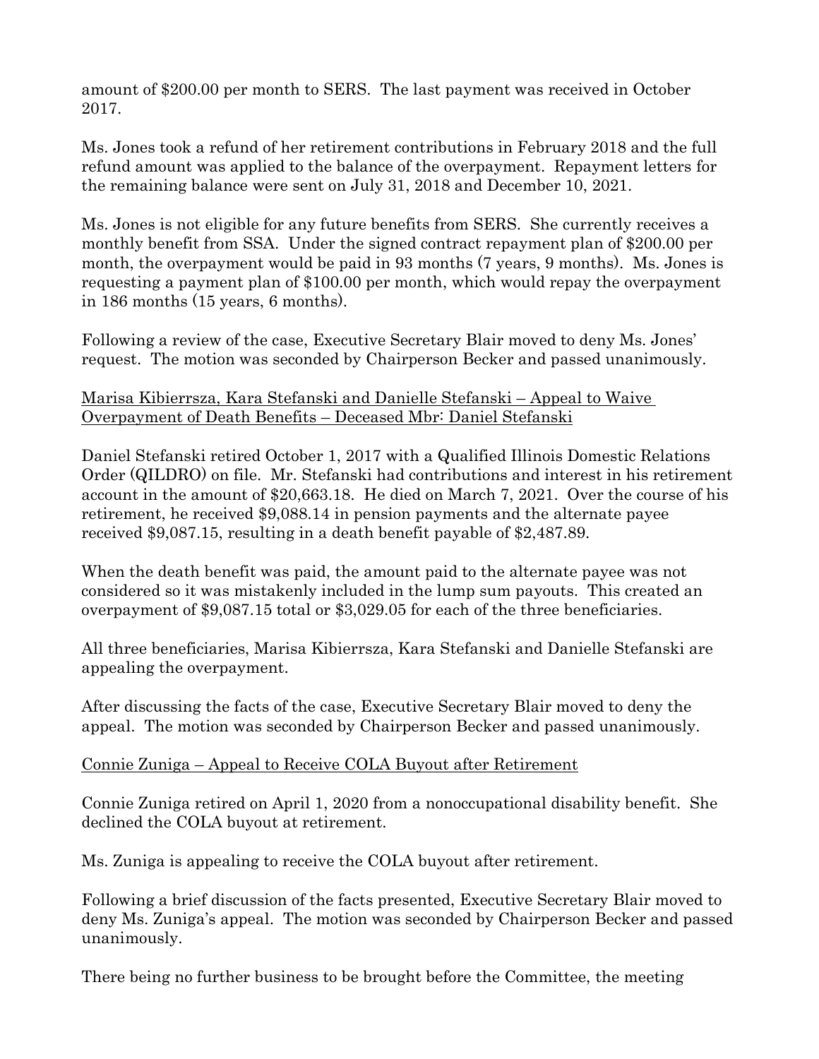amount of $200.00 per month to SERS. The last payment was received in October 2017.

Ms. Jones took a refund of her retirement contributions in February 2018 and the full refund amount was applied to the balance of the overpayment. Repayment letters for the remaining balance were sent on July 31, 2018 and December 10, 2021.

Ms. Jones is not eligible for any future benefits from SERS. She currently receives a monthly benefit from SSA. Under the signed contract repayment plan of $200.00 per month, the overpayment would be paid in 93 months (7 years, 9 months). Ms. Jones is requesting a payment plan of $100.00 per month, which would repay the overpayment in 186 months (15 years, 6 months).

Following a review of the case, Executive Secretary Blair moved to deny Ms. Jones' request. The motion was seconded by Chairperson Becker and passed unanimously.

<u>Marisa Kibierrsza, Kara Stefanski and Danielle Stefanski – Appeal to Waive Overpayment of Death Benefits – Deceased Mbr: Daniel Stefanski</u>

Daniel Stefanski retired October 1, 2017 with a Qualified Illinois Domestic Relations Order (QILDRO) on file. Mr. Stefanski had contributions and interest in his retirement account in the amount of $20,663.18. He died on March 7, 2021. Over the course of his retirement, he received $9,088.14 in pension payments and the alternate payee received $9,087.15, resulting in a death benefit payable of $2,487.89.

When the death benefit was paid, the amount paid to the alternate payee was not considered so it was mistakenly included in the lump sum payouts. This created an overpayment of $9,087.15 total or $3,029.05 for each of the three beneficiaries.

All three beneficiaries, Marisa Kibierrsza, Kara Stefanski and Danielle Stefanski are appealing the overpayment.

After discussing the facts of the case, Executive Secretary Blair moved to deny the appeal. The motion was seconded by Chairperson Becker and passed unanimously.

<u>Connie Zuniga – Appeal to Receive COLA Buyout after Retirement</u>

Connie Zuniga retired on April 1, 2020 from a nonoccupational disability benefit. She declined the COLA buyout at retirement.

Ms. Zuniga is appealing to receive the COLA buyout after retirement.

Following a brief discussion of the facts presented, Executive Secretary Blair moved to deny Ms. Zuniga's appeal. The motion was seconded by Chairperson Becker and passed unanimously.

There being no further business to be brought before the Committee, the meeting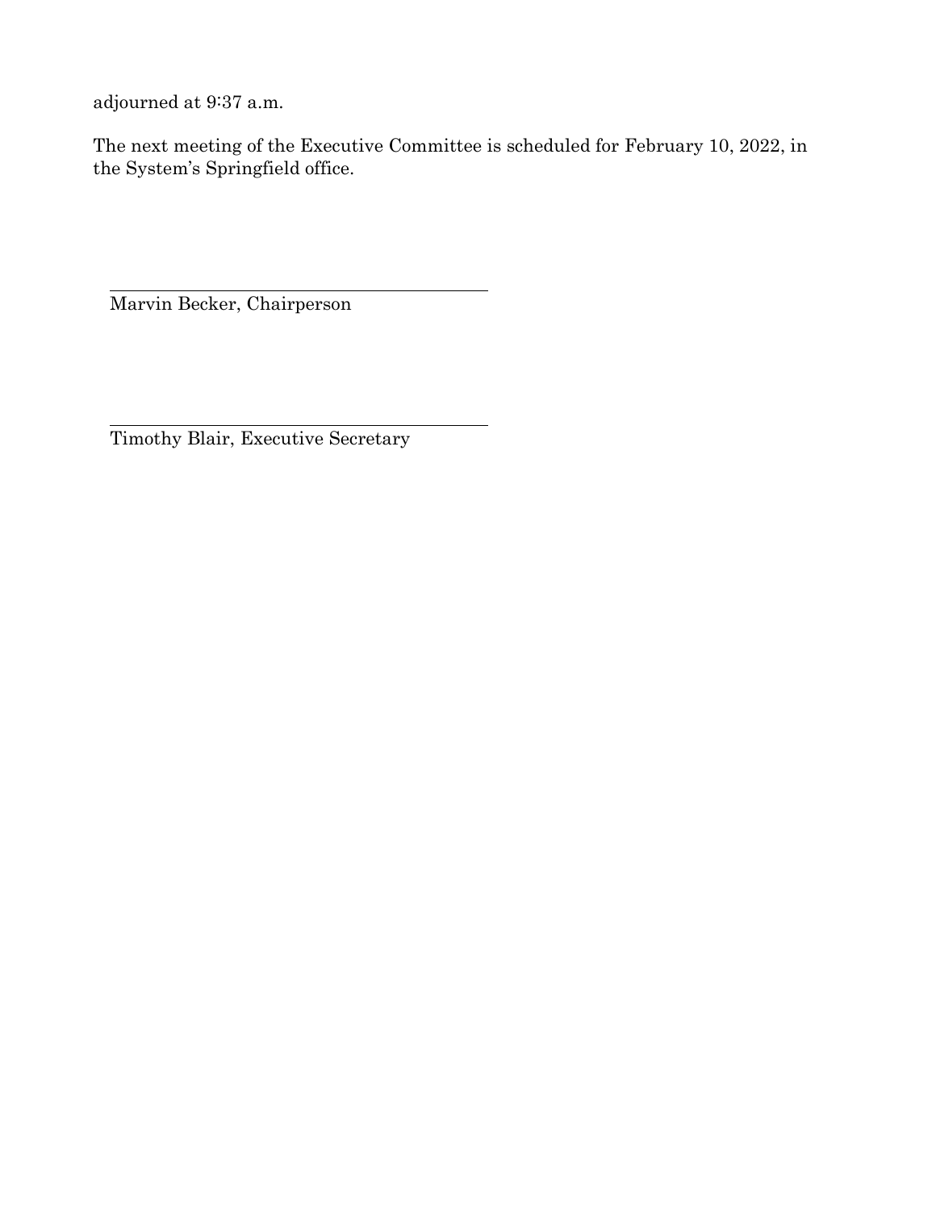adjourned at 9:37 a.m.

The next meeting of the Executive Committee is scheduled for February 10, 2022, in the System's Springfield office.

\_\_\_\_\_\_\_\_\_\_\_\_\_\_\_\_\_\_\_\_\_\_\_\_\_\_\_\_\_\_\_\_\_\_\_\_\_\_\_\_

Marvin Becker, Chairperson

\_\_\_\_\_\_\_\_\_\_\_\_\_\_\_\_\_\_\_\_\_\_\_\_\_\_\_\_\_\_\_\_\_\_\_\_\_\_\_\_

Timothy Blair, Executive Secretary